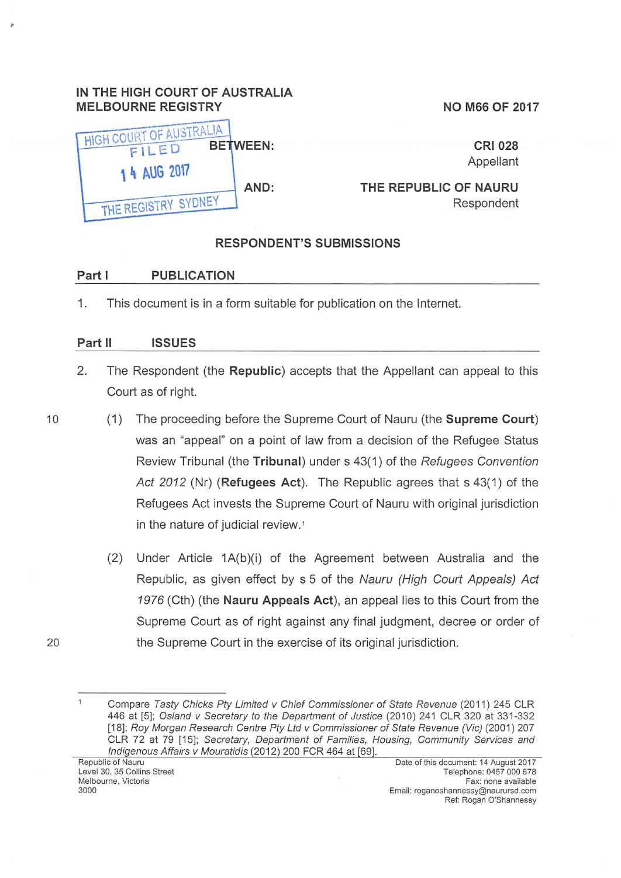IN THE HIGH COURT OF AUSTRALIA
MELBOURNE REGISTRY

NO M66 OF 2017

HIGH COURT OF AUSTRALIA
FILED
14 AUG 2017
THE REGISTRY SYDNEY

BETWEEN:

**CRI 028**
Appellant

AND:

**THE REPUBLIC OF NAURU**
Respondent

## RESPONDENT'S SUBMISSIONS

### Part I PUBLICATION

1. This document is in a form suitable for publication on the Internet.

### Part II ISSUES

2. The Respondent (the **Republic**) accepts that the Appellant can appeal to this Court as of right.

   (1) The proceeding before the Supreme Court of Nauru (the **Supreme Court**) was an "appeal" on a point of law from a decision of the Refugee Status Review Tribunal (the **Tribunal**) under s 43(1) of the *Refugees Convention Act 2012* (Nr) (**Refugees Act**). The Republic agrees that s 43(1) of the Refugees Act invests the Supreme Court of Nauru with original jurisdiction in the nature of judicial review.[1]

   (2) Under Article 1A(b)(i) of the Agreement between Australia and the Republic, as given effect by s 5 of the *Nauru (High Court Appeals) Act 1976* (Cth) (the **Nauru Appeals Act**), an appeal lies to this Court from the Supreme Court as of right against any final judgment, decree or order of the Supreme Court in the exercise of its original jurisdiction.

---

[1] Compare *Tasty Chicks Pty Limited v Chief Commissioner of State Revenue* (2011) 245 CLR 446 at [5]; *Osland v Secretary to the Department of Justice* (2010) 241 CLR 320 at 331-332 [18]; *Roy Morgan Research Centre Pty Ltd v Commissioner of State Revenue (Vic)* (2001) 207 CLR 72 at 79 [15]; *Secretary, Department of Families, Housing, Community Services and Indigenous Affairs v Mouratidis* (2012) 200 FCR 464 at [69].

Republic of Nauru
Level 30, 35 Collins Street
Melbourne, Victoria
3000

Date of this document: 14 August 2017
Telephone: 0457 000 678
Fax: none available
Email: roganoshannessy@naurursd.com
Ref: Rogan O'Shannessy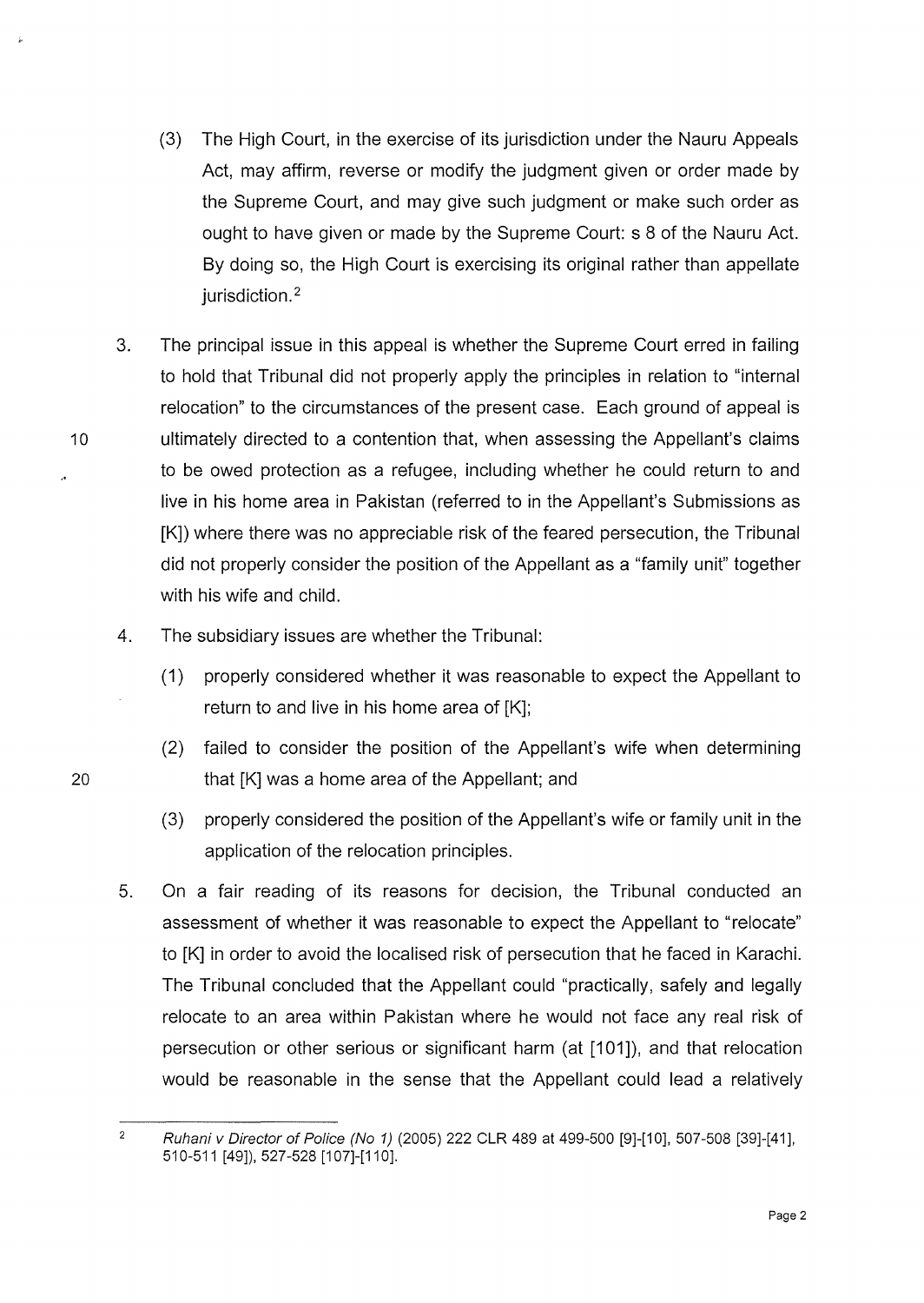(3) The High Court, in the exercise of its jurisdiction under the Nauru Appeals Act, may affirm, reverse or modify the judgment given or order made by the Supreme Court, and may give such judgment or make such order as ought to have given or made by the Supreme Court: s 8 of the Nauru Act. By doing so, the High Court is exercising its original rather than appellate jurisdiction.[2]

3. The principal issue in this appeal is whether the Supreme Court erred in failing to hold that Tribunal did not properly apply the principles in relation to "internal relocation" to the circumstances of the present case. Each ground of appeal is ultimately directed to a contention that, when assessing the Appellant's claims to be owed protection as a refugee, including whether he could return to and live in his home area in Pakistan (referred to in the Appellant's Submissions as [K]) where there was no appreciable risk of the feared persecution, the Tribunal did not properly consider the position of the Appellant as a "family unit" together with his wife and child.

4. The subsidiary issues are whether the Tribunal:

   (1) properly considered whether it was reasonable to expect the Appellant to return to and live in his home area of [K];

   (2) failed to consider the position of the Appellant's wife when determining that [K] was a home area of the Appellant; and

   (3) properly considered the position of the Appellant's wife or family unit in the application of the relocation principles.

5. On a fair reading of its reasons for decision, the Tribunal conducted an assessment of whether it was reasonable to expect the Appellant to "relocate" to [K] in order to avoid the localised risk of persecution that he faced in Karachi. The Tribunal concluded that the Appellant could "practically, safely and legally relocate to an area within Pakistan where he would not face any real risk of persecution or other serious or significant harm (at [101]), and that relocation would be reasonable in the sense that the Appellant could lead a relatively

---

[2] *Ruhani v Director of Police (No 1)* (2005) 222 CLR 489 at 499-500 [9]-[10], 507-508 [39]-[41], 510-511 [49]), 527-528 [107]-[110].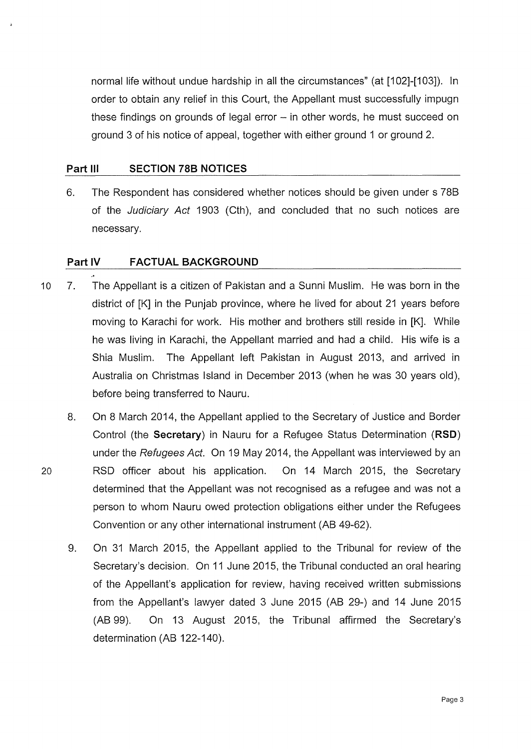normal life without undue hardship in all the circumstances" (at [102]-[103]). In order to obtain any relief in this Court, the Appellant must successfully impugn these findings on grounds of legal error – in other words, he must succeed on ground 3 of his notice of appeal, together with either ground 1 or ground 2.

## Part III SECTION 78B NOTICES

6. The Respondent has considered whether notices should be given under s 78B of the *Judiciary Act* 1903 (Cth), and concluded that no such notices are necessary.

## Part IV FACTUAL BACKGROUND

7. The Appellant is a citizen of Pakistan and a Sunni Muslim. He was born in the district of [K] in the Punjab province, where he lived for about 21 years before moving to Karachi for work. His mother and brothers still reside in [K]. While he was living in Karachi, the Appellant married and had a child. His wife is a Shia Muslim. The Appellant left Pakistan in August 2013, and arrived in Australia on Christmas Island in December 2013 (when he was 30 years old), before being transferred to Nauru.

8. On 8 March 2014, the Appellant applied to the Secretary of Justice and Border Control (the **Secretary**) in Nauru for a Refugee Status Determination (**RSD**) under the *Refugees Act*. On 19 May 2014, the Appellant was interviewed by an RSD officer about his application. On 14 March 2015, the Secretary determined that the Appellant was not recognised as a refugee and was not a person to whom Nauru owed protection obligations either under the Refugees Convention or any other international instrument (AB 49-62).

9. On 31 March 2015, the Appellant applied to the Tribunal for review of the Secretary's decision. On 11 June 2015, the Tribunal conducted an oral hearing of the Appellant's application for review, having received written submissions from the Appellant's lawyer dated 3 June 2015 (AB 29-) and 14 June 2015 (AB 99). On 13 August 2015, the Tribunal affirmed the Secretary's determination (AB 122-140).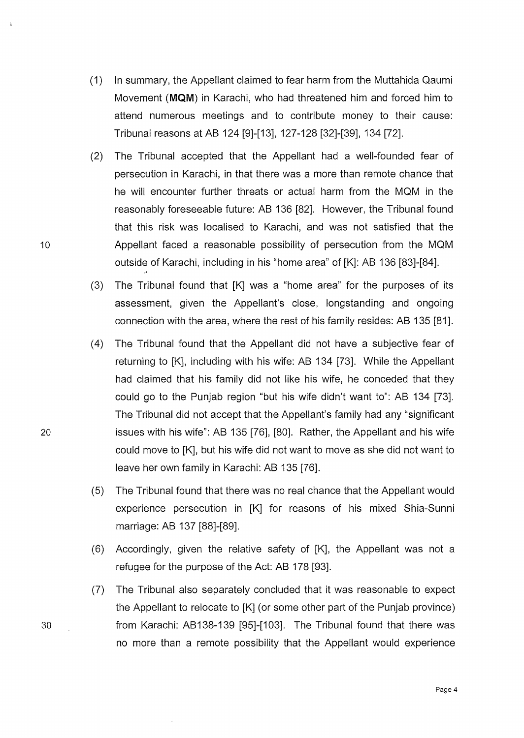(1) In summary, the Appellant claimed to fear harm from the Muttahida Qaumi Movement (**MQM**) in Karachi, who had threatened him and forced him to attend numerous meetings and to contribute money to their cause: Tribunal reasons at AB 124 [9]-[13], 127-128 [32]-[39], 134 [72].

(2) The Tribunal accepted that the Appellant had a well-founded fear of persecution in Karachi, in that there was a more than remote chance that he will encounter further threats or actual harm from the MQM in the reasonably foreseeable future: AB 136 [82]. However, the Tribunal found that this risk was localised to Karachi, and was not satisfied that the Appellant faced a reasonable possibility of persecution from the MQM outside of Karachi, including in his "home area" of [K]: AB 136 [83]-[84].

(3) The Tribunal found that [K] was a "home area" for the purposes of its assessment, given the Appellant's close, longstanding and ongoing connection with the area, where the rest of his family resides: AB 135 [81].

(4) The Tribunal found that the Appellant did not have a subjective fear of returning to [K], including with his wife: AB 134 [73]. While the Appellant had claimed that his family did not like his wife, he conceded that they could go to the Punjab region "but his wife didn't want to": AB 134 [73]. The Tribunal did not accept that the Appellant's family had any "significant issues with his wife": AB 135 [76], [80]. Rather, the Appellant and his wife could move to [K], but his wife did not want to move as she did not want to leave her own family in Karachi: AB 135 [76].

(5) The Tribunal found that there was no real chance that the Appellant would experience persecution in [K] for reasons of his mixed Shia-Sunni marriage: AB 137 [88]-[89].

(6) Accordingly, given the relative safety of [K], the Appellant was not a refugee for the purpose of the Act: AB 178 [93].

(7) The Tribunal also separately concluded that it was reasonable to expect the Appellant to relocate to [K] (or some other part of the Punjab province) from Karachi: AB138-139 [95]-[103]. The Tribunal found that there was no more than a remote possibility that the Appellant would experience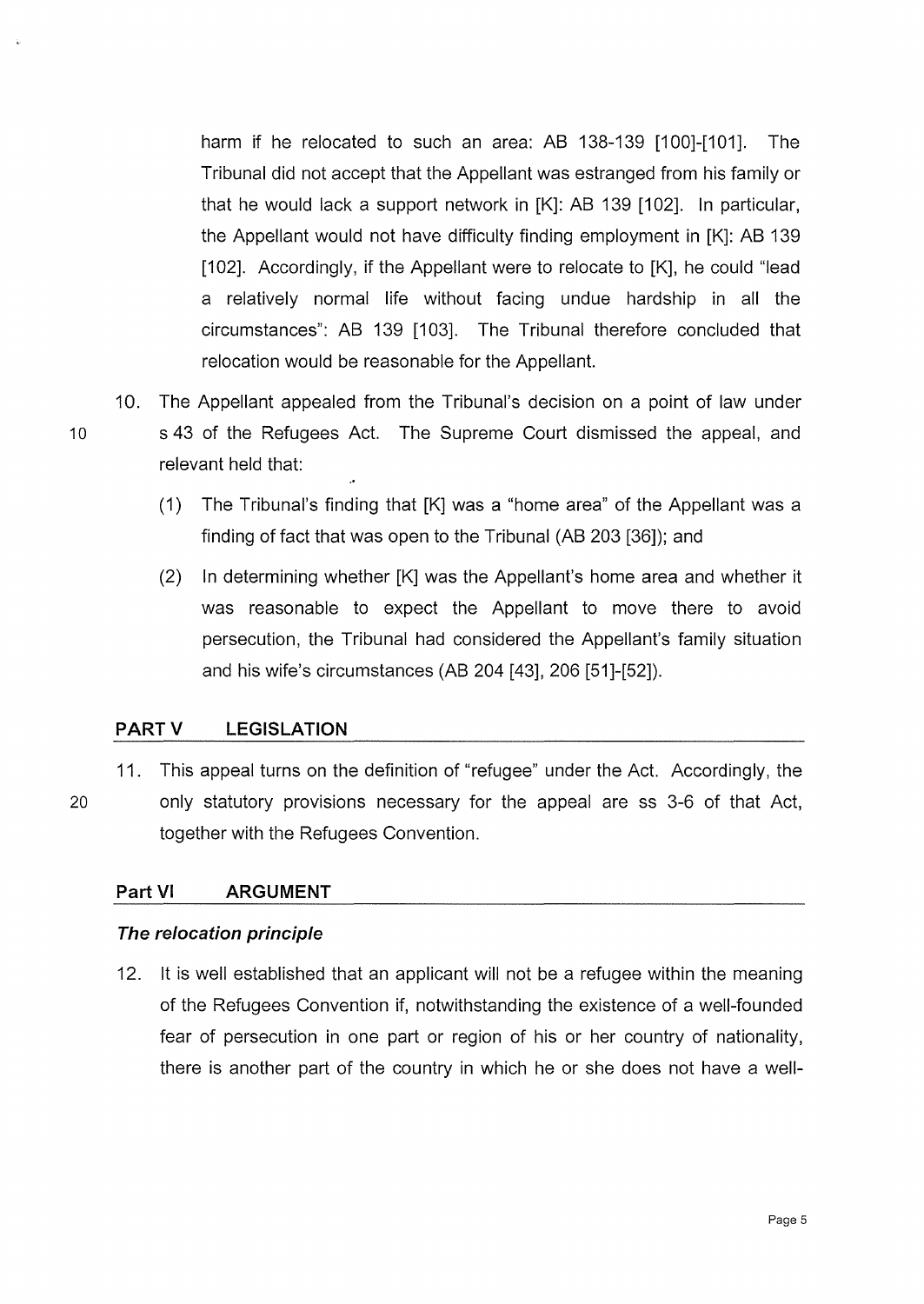harm if he relocated to such an area: AB 138-139 [100]-[101]. The Tribunal did not accept that the Appellant was estranged from his family or that he would lack a support network in [K]: AB 139 [102]. In particular, the Appellant would not have difficulty finding employment in [K]: AB 139 [102]. Accordingly, if the Appellant were to relocate to [K], he could "lead a relatively normal life without facing undue hardship in all the circumstances": AB 139 [103]. The Tribunal therefore concluded that relocation would be reasonable for the Appellant.

10. The Appellant appealed from the Tribunal's decision on a point of law under s 43 of the Refugees Act. The Supreme Court dismissed the appeal, and relevant held that:

    (1) The Tribunal's finding that [K] was a "home area" of the Appellant was a finding of fact that was open to the Tribunal (AB 203 [36]); and

    (2) In determining whether [K] was the Appellant's home area and whether it was reasonable to expect the Appellant to move there to avoid persecution, the Tribunal had considered the Appellant's family situation and his wife's circumstances (AB 204 [43], 206 [51]-[52]).

## PART V LEGISLATION

11. This appeal turns on the definition of "refugee" under the Act. Accordingly, the only statutory provisions necessary for the appeal are ss 3-6 of that Act, together with the Refugees Convention.

## Part VI ARGUMENT

### *The relocation principle*

12. It is well established that an applicant will not be a refugee within the meaning of the Refugees Convention if, notwithstanding the existence of a well-founded fear of persecution in one part or region of his or her country of nationality, there is another part of the country in which he or she does not have a well-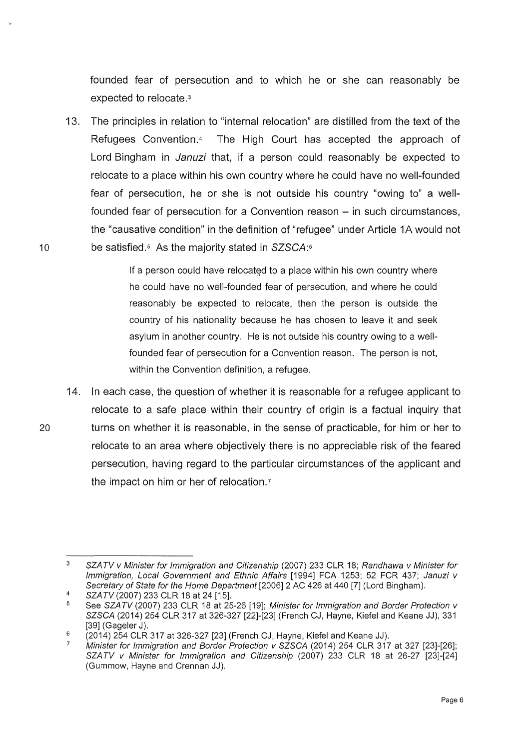founded fear of persecution and to which he or she can reasonably be expected to relocate.[3]

13. The principles in relation to "internal relocation" are distilled from the text of the Refugees Convention.[4] The High Court has accepted the approach of Lord Bingham in *Januzi* that, if a person could reasonably be expected to relocate to a place within his own country where he could have no well-founded fear of persecution, he or she is not outside his country "owing to" a well-founded fear of persecution for a Convention reason – in such circumstances, the "causative condition" in the definition of "refugee" under Article 1A would not be satisfied.[5] As the majority stated in *SZSCA*:[6]

> If a person could have relocated to a place within his own country where he could have no well-founded fear of persecution, and where he could reasonably be expected to relocate, then the person is outside the country of his nationality because he has chosen to leave it and seek asylum in another country. He is not outside his country owing to a well-founded fear of persecution for a Convention reason. The person is not, within the Convention definition, a refugee.

14. In each case, the question of whether it is reasonable for a refugee applicant to relocate to a safe place within their country of origin is a factual inquiry that turns on whether it is reasonable, in the sense of practicable, for him or her to relocate to an area where objectively there is no appreciable risk of the feared persecution, having regard to the particular circumstances of the applicant and the impact on him or her of relocation.[7]

---

[3] *SZATV v Minister for Immigration and Citizenship* (2007) 233 CLR 18; *Randhawa v Minister for Immigration, Local Government and Ethnic Affairs* [1994] FCA 1253; 52 FCR 437; *Januzi v Secretary of State for the Home Department* [2006] 2 AC 426 at 440 [7] (Lord Bingham).

[4] *SZATV* (2007) 233 CLR 18 at 24 [15].

[5] See *SZATV* (2007) 233 CLR 18 at 25-26 [19]; *Minister for Immigration and Border Protection v SZSCA* (2014) 254 CLR 317 at 326-327 [22]-[23] (French CJ, Hayne, Kiefel and Keane JJ), 331 [39] (Gageler J).

[6] (2014) 254 CLR 317 at 326-327 [23] (French CJ, Hayne, Kiefel and Keane JJ).

[7] *Minister for Immigration and Border Protection v SZSCA* (2014) 254 CLR 317 at 327 [23]-[26]; *SZATV v Minister for Immigration and Citizenship* (2007) 233 CLR 18 at 26-27 [23]-[24] (Gummow, Hayne and Crennan JJ).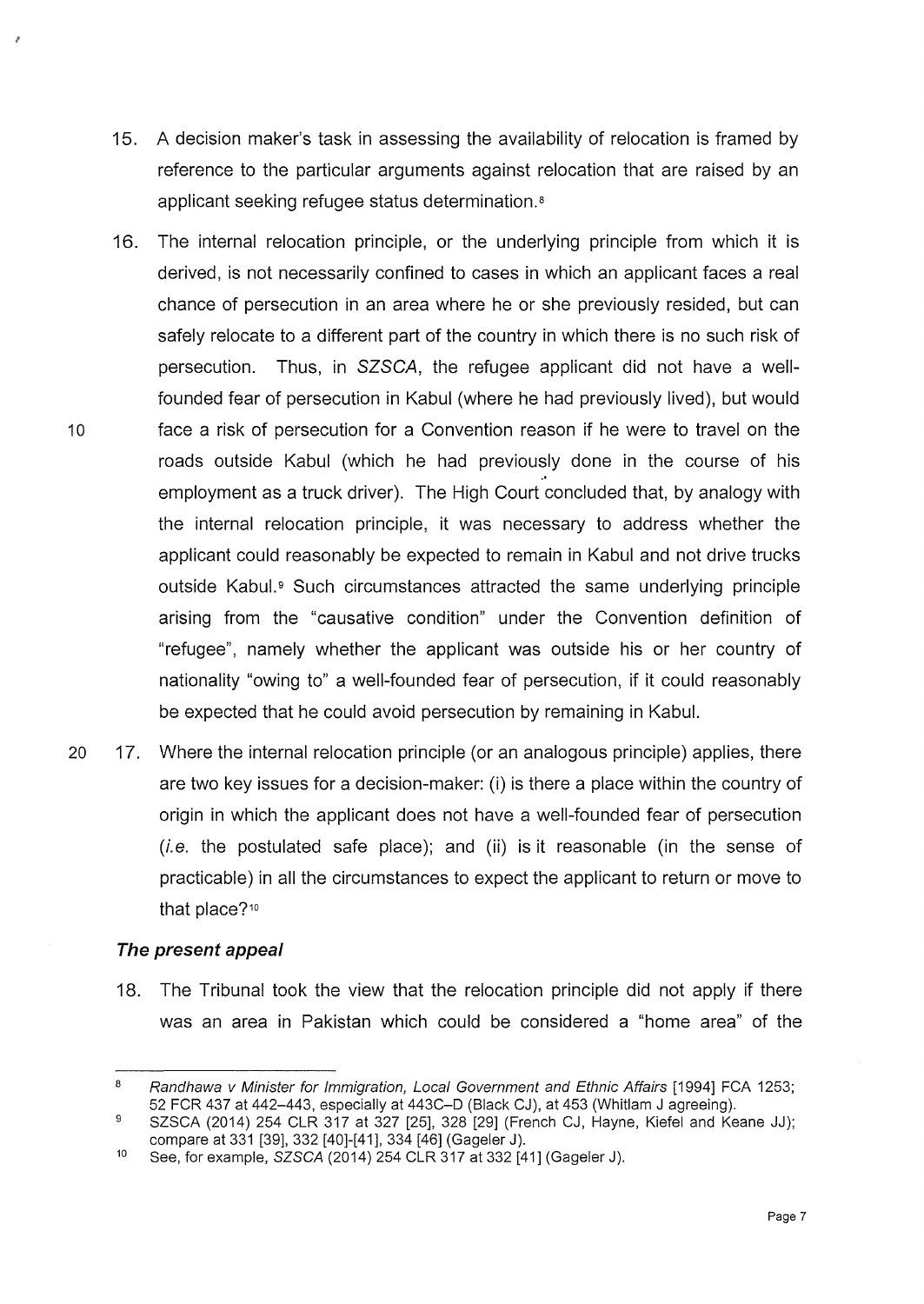15. A decision maker's task in assessing the availability of relocation is framed by reference to the particular arguments against relocation that are raised by an applicant seeking refugee status determination.[8]

16. The internal relocation principle, or the underlying principle from which it is derived, is not necessarily confined to cases in which an applicant faces a real chance of persecution in an area where he or she previously resided, but can safely relocate to a different part of the country in which there is no such risk of persecution. Thus, in *SZSCA*, the refugee applicant did not have a well-founded fear of persecution in Kabul (where he had previously lived), but would face a risk of persecution for a Convention reason if he were to travel on the roads outside Kabul (which he had previously done in the course of his employment as a truck driver). The High Court concluded that, by analogy with the internal relocation principle, it was necessary to address whether the applicant could reasonably be expected to remain in Kabul and not drive trucks outside Kabul.[9] Such circumstances attracted the same underlying principle arising from the "causative condition" under the Convention definition of "refugee", namely whether the applicant was outside his or her country of nationality "owing to" a well-founded fear of persecution, if it could reasonably be expected that he could avoid persecution by remaining in Kabul.

17. Where the internal relocation principle (or an analogous principle) applies, there are two key issues for a decision-maker: (i) is there a place within the country of origin in which the applicant does not have a well-founded fear of persecution (*i.e.* the postulated safe place); and (ii) is it reasonable (in the sense of practicable) in all the circumstances to expect the applicant to return or move to that place?[10]

### *The present appeal*

18. The Tribunal took the view that the relocation principle did not apply if there was an area in Pakistan which could be considered a "home area" of the

---

[8] *Randhawa v Minister for Immigration, Local Government and Ethnic Affairs* [1994] FCA 1253; 52 FCR 437 at 442–443, especially at 443C–D (Black CJ), at 453 (Whitlam J agreeing).

[9] SZSCA (2014) 254 CLR 317 at 327 [25], 328 [29] (French CJ, Hayne, Kiefel and Keane JJ); compare at 331 [39], 332 [40]-[41], 334 [46] (Gageler J).

[10] See, for example, *SZSCA* (2014) 254 CLR 317 at 332 [41] (Gageler J).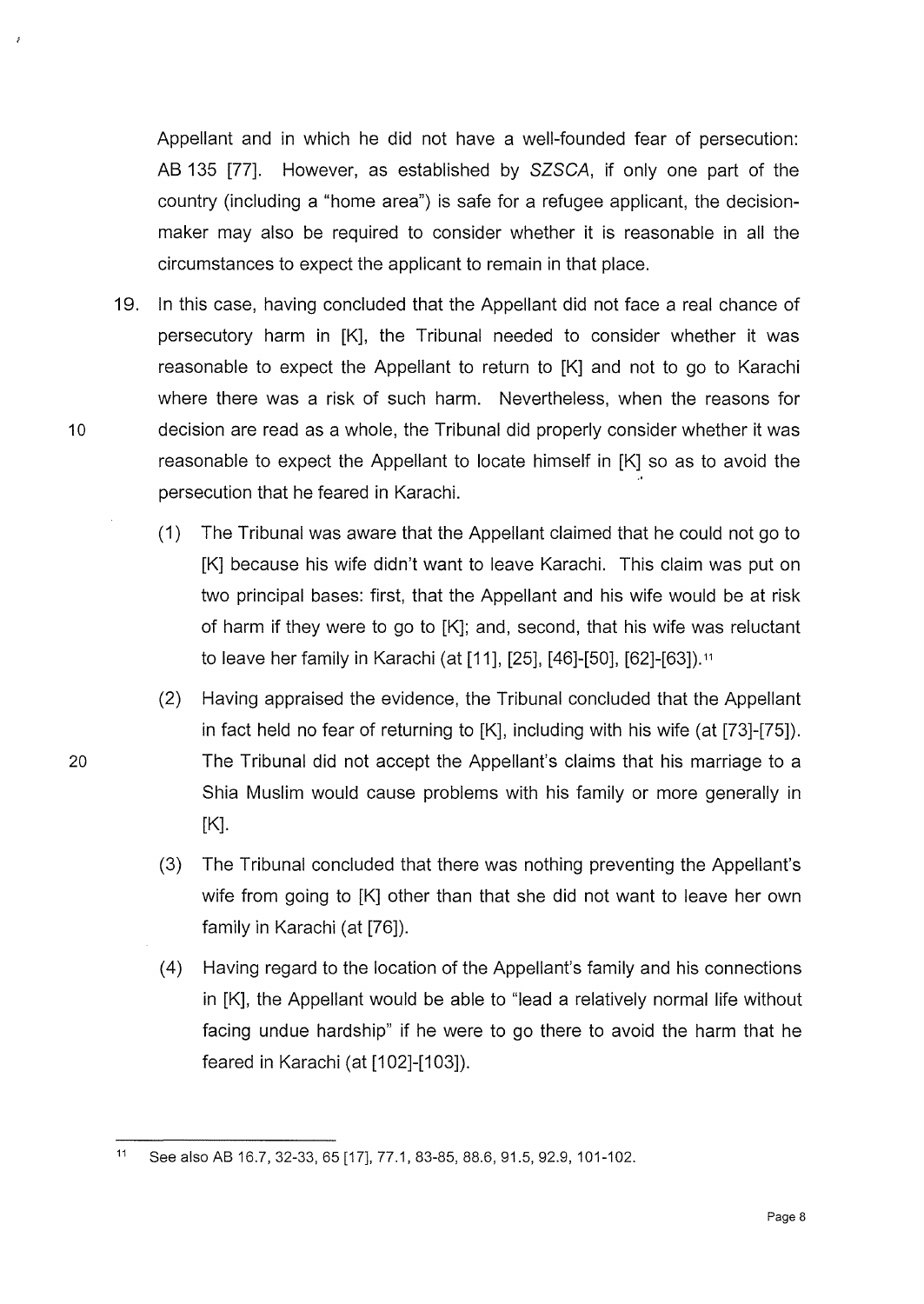Appellant and in which he did not have a well-founded fear of persecution: AB 135 [77]. However, as established by *SZSCA*, if only one part of the country (including a "home area") is safe for a refugee applicant, the decision-maker may also be required to consider whether it is reasonable in all the circumstances to expect the applicant to remain in that place.

19. In this case, having concluded that the Appellant did not face a real chance of persecutory harm in [K], the Tribunal needed to consider whether it was reasonable to expect the Appellant to return to [K] and not to go to Karachi where there was a risk of such harm. Nevertheless, when the reasons for decision are read as a whole, the Tribunal did properly consider whether it was reasonable to expect the Appellant to locate himself in [K] so as to avoid the persecution that he feared in Karachi.

    (1) The Tribunal was aware that the Appellant claimed that he could not go to [K] because his wife didn't want to leave Karachi. This claim was put on two principal bases: first, that the Appellant and his wife would be at risk of harm if they were to go to [K]; and, second, that his wife was reluctant to leave her family in Karachi (at [11], [25], [46]-[50], [62]-[63]).[11]

    (2) Having appraised the evidence, the Tribunal concluded that the Appellant in fact held no fear of returning to [K], including with his wife (at [73]-[75]). The Tribunal did not accept the Appellant's claims that his marriage to a Shia Muslim would cause problems with his family or more generally in [K].

    (3) The Tribunal concluded that there was nothing preventing the Appellant's wife from going to [K] other than that she did not want to leave her own family in Karachi (at [76]).

    (4) Having regard to the location of the Appellant's family and his connections in [K], the Appellant would be able to "lead a relatively normal life without facing undue hardship" if he were to go there to avoid the harm that he feared in Karachi (at [102]-[103]).

---

[11] See also AB 16.7, 32-33, 65 [17], 77.1, 83-85, 88.6, 91.5, 92.9, 101-102.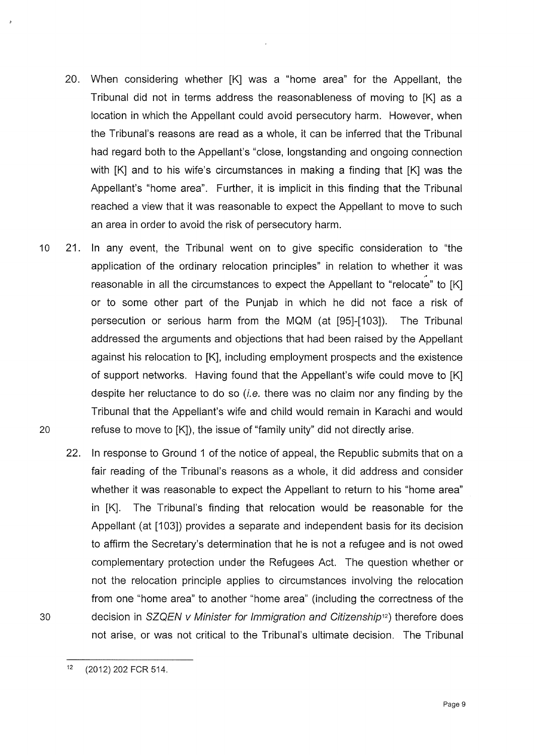20. When considering whether [K] was a "home area" for the Appellant, the Tribunal did not in terms address the reasonableness of moving to [K] as a location in which the Appellant could avoid persecutory harm. However, when the Tribunal's reasons are read as a whole, it can be inferred that the Tribunal had regard both to the Appellant's "close, longstanding and ongoing connection with [K] and to his wife's circumstances in making a finding that [K] was the Appellant's "home area". Further, it is implicit in this finding that the Tribunal reached a view that it was reasonable to expect the Appellant to move to such an area in order to avoid the risk of persecutory harm.

21. In any event, the Tribunal went on to give specific consideration to "the application of the ordinary relocation principles" in relation to whether it was reasonable in all the circumstances to expect the Appellant to "relocate" to [K] or to some other part of the Punjab in which he did not face a risk of persecution or serious harm from the MQM (at [95]-[103]). The Tribunal addressed the arguments and objections that had been raised by the Appellant against his relocation to [K], including employment prospects and the existence of support networks. Having found that the Appellant's wife could move to [K] despite her reluctance to do so (*i.e.* there was no claim nor any finding by the Tribunal that the Appellant's wife and child would remain in Karachi and would refuse to move to [K]), the issue of "family unity" did not directly arise.

22. In response to Ground 1 of the notice of appeal, the Republic submits that on a fair reading of the Tribunal's reasons as a whole, it did address and consider whether it was reasonable to expect the Appellant to return to his "home area" in [K]. The Tribunal's finding that relocation would be reasonable for the Appellant (at [103]) provides a separate and independent basis for its decision to affirm the Secretary's determination that he is not a refugee and is not owed complementary protection under the Refugees Act. The question whether or not the relocation principle applies to circumstances involving the relocation from one "home area" to another "home area" (including the correctness of the decision in *SZQEN v Minister for Immigration and Citizenship*[12]) therefore does not arise, or was not critical to the Tribunal's ultimate decision. The Tribunal

[12] (2012) 202 FCR 514.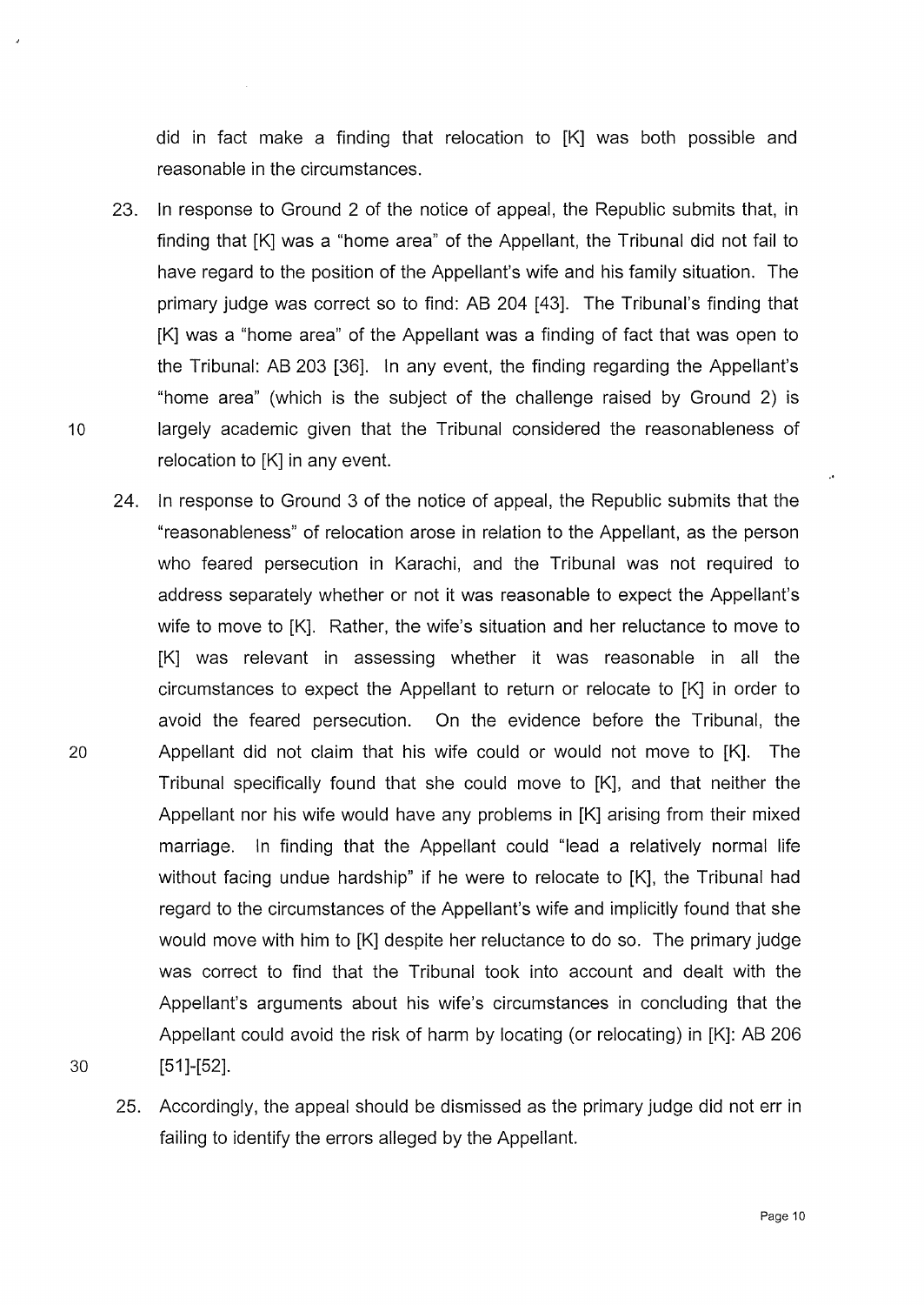did in fact make a finding that relocation to [K] was both possible and reasonable in the circumstances.

23. In response to Ground 2 of the notice of appeal, the Republic submits that, in finding that [K] was a "home area" of the Appellant, the Tribunal did not fail to have regard to the position of the Appellant's wife and his family situation. The primary judge was correct so to find: AB 204 [43]. The Tribunal's finding that [K] was a "home area" of the Appellant was a finding of fact that was open to the Tribunal: AB 203 [36]. In any event, the finding regarding the Appellant's "home area" (which is the subject of the challenge raised by Ground 2) is largely academic given that the Tribunal considered the reasonableness of relocation to [K] in any event.

24. In response to Ground 3 of the notice of appeal, the Republic submits that the "reasonableness" of relocation arose in relation to the Appellant, as the person who feared persecution in Karachi, and the Tribunal was not required to address separately whether or not it was reasonable to expect the Appellant's wife to move to [K]. Rather, the wife's situation and her reluctance to move to [K] was relevant in assessing whether it was reasonable in all the circumstances to expect the Appellant to return or relocate to [K] in order to avoid the feared persecution. On the evidence before the Tribunal, the Appellant did not claim that his wife could or would not move to [K]. The Tribunal specifically found that she could move to [K], and that neither the Appellant nor his wife would have any problems in [K] arising from their mixed marriage. In finding that the Appellant could "lead a relatively normal life without facing undue hardship" if he were to relocate to [K], the Tribunal had regard to the circumstances of the Appellant's wife and implicitly found that she would move with him to [K] despite her reluctance to do so. The primary judge was correct to find that the Tribunal took into account and dealt with the Appellant's arguments about his wife's circumstances in concluding that the Appellant could avoid the risk of harm by locating (or relocating) in [K]: AB 206 [51]-[52].

25. Accordingly, the appeal should be dismissed as the primary judge did not err in failing to identify the errors alleged by the Appellant.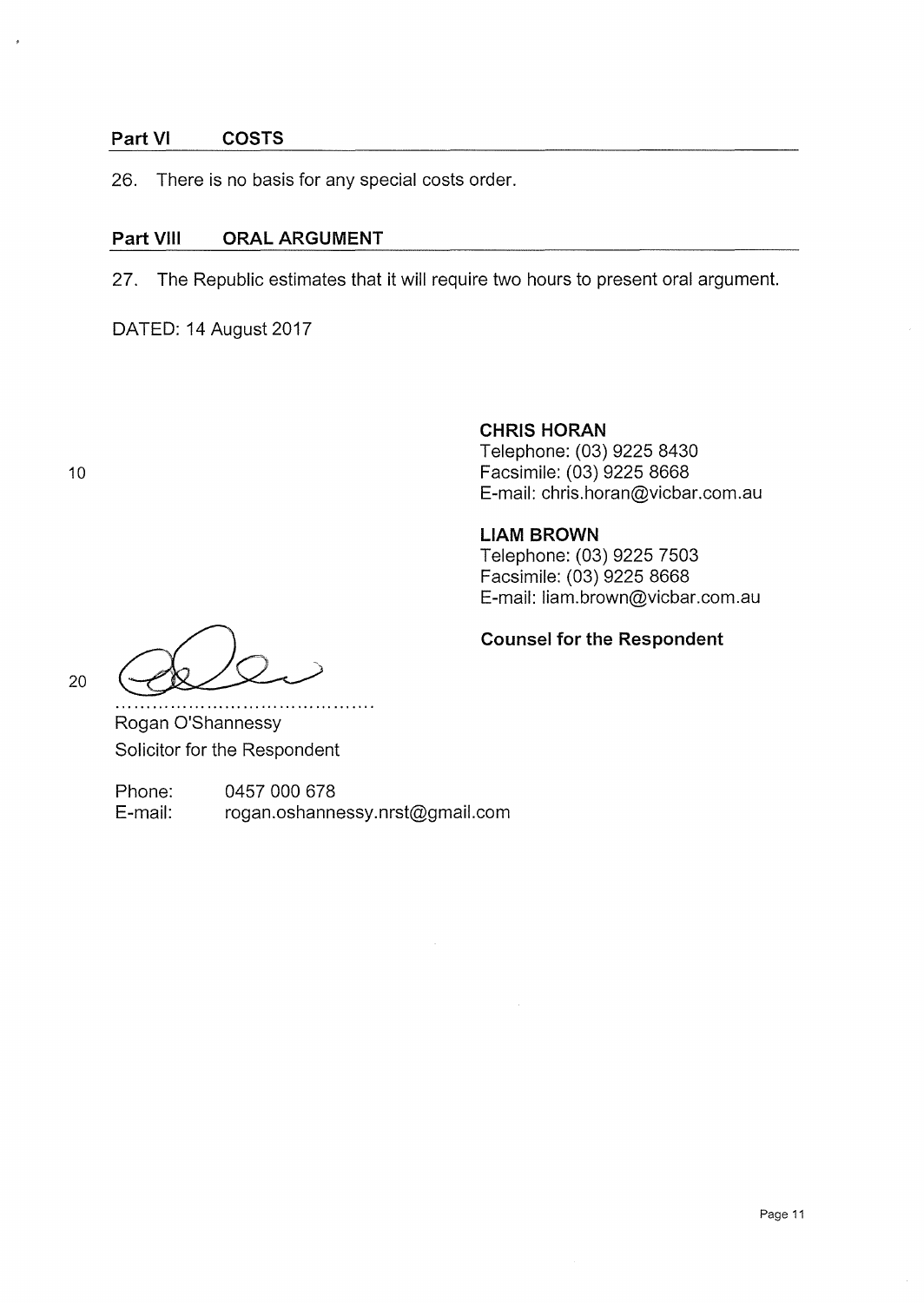## Part VI COSTS

26. There is no basis for any special costs order.

## Part VIII ORAL ARGUMENT

27. The Republic estimates that it will require two hours to present oral argument.

DATED: 14 August 2017

**CHRIS HORAN**
Telephone: (03) 9225 8430
Facsimile: (03) 9225 8668
E-mail: chris.horan@vicbar.com.au

**LIAM BROWN**
Telephone: (03) 9225 7503
Facsimile: (03) 9225 8668
E-mail: liam.brown@vicbar.com.au

**Counsel for the Respondent**

..........................................

Rogan O'Shannessy
Solicitor for the Respondent

Phone: 0457 000 678
E-mail: rogan.oshannessy.nrst@gmail.com